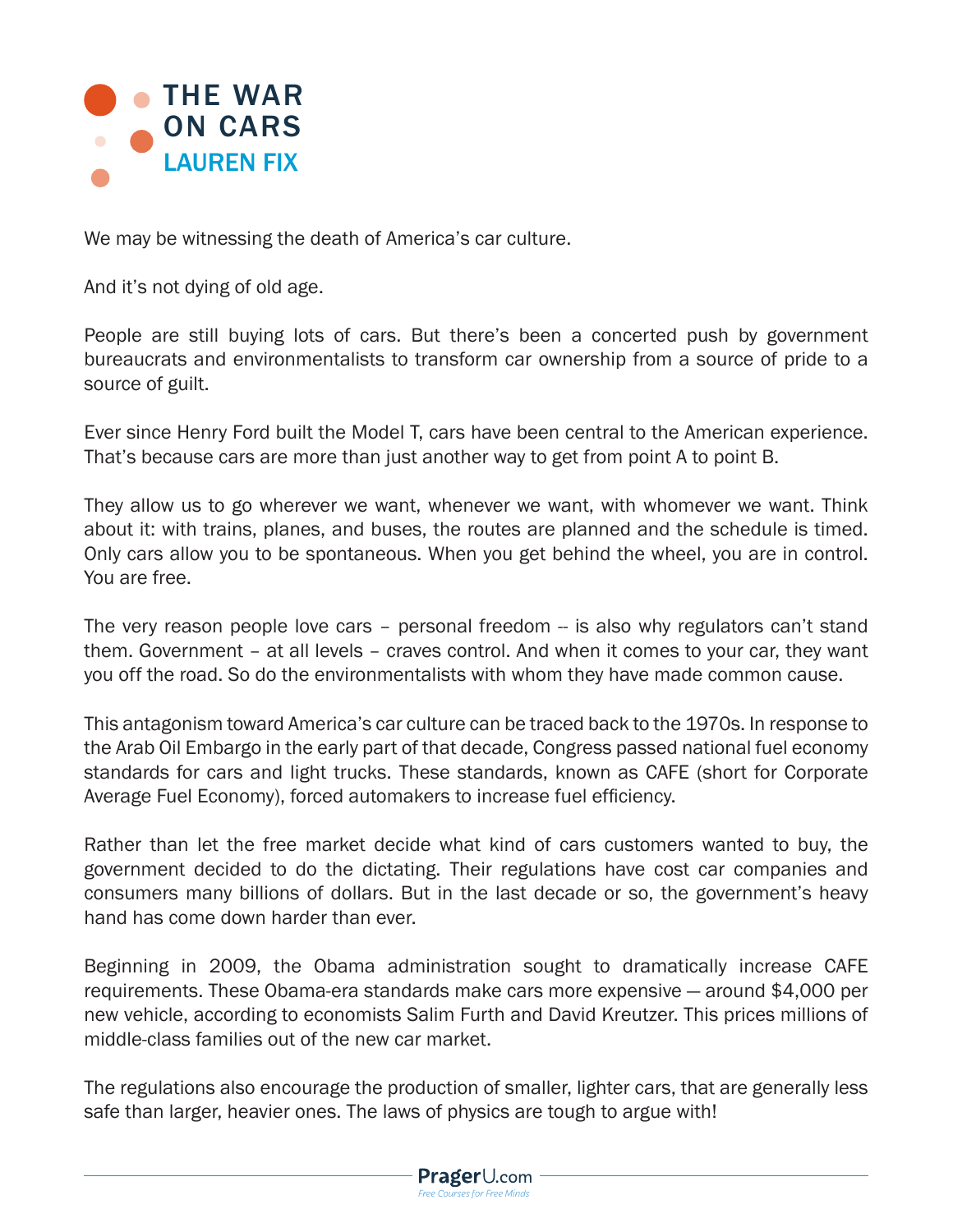# THE WAR ON CARS

## LAUREN FIX

We may be witnessing the death of America's car culture.

And it's not dying of old age.

People are still buying lots of cars. But there's been a concerted push by government bureaucrats and environmentalists to transform car ownership from a source of pride to a source of guilt.

Ever since Henry Ford built the Model T, cars have been central to the American experience. That's because cars are more than just another way to get from point A to point B.

They allow us to go wherever we want, whenever we want, with whomever we want. Think about it: with trains, planes, and buses, the routes are planned and the schedule is timed. Only cars allow you to be spontaneous. When you get behind the wheel, you are in control. You are free.

The very reason people love cars – personal freedom -- is also why regulators can't stand them. Government – at all levels – craves control. And when it comes to your car, they want you off the road. So do the environmentalists with whom they have made common cause.

This antagonism toward America's car culture can be traced back to the 1970s. In response to the Arab Oil Embargo in the early part of that decade, Congress passed national fuel economy standards for cars and light trucks. These standards, known as CAFE (short for Corporate Average Fuel Economy), forced automakers to increase fuel efficiency.

Rather than let the free market decide what kind of cars customers wanted to buy, the government decided to do the dictating. Their regulations have cost car companies and consumers many billions of dollars. But in the last decade or so, the government's heavy hand has come down harder than ever.

Beginning in 2009, the Obama administration sought to dramatically increase CAFE requirements. These Obama-era standards make cars more expensive — around $4,000 per new vehicle, according to economists Salim Furth and David Kreutzer. This prices millions of middle-class families out of the new car market.

The regulations also encourage the production of smaller, lighter cars, that are generally less safe than larger, heavier ones. The laws of physics are tough to argue with!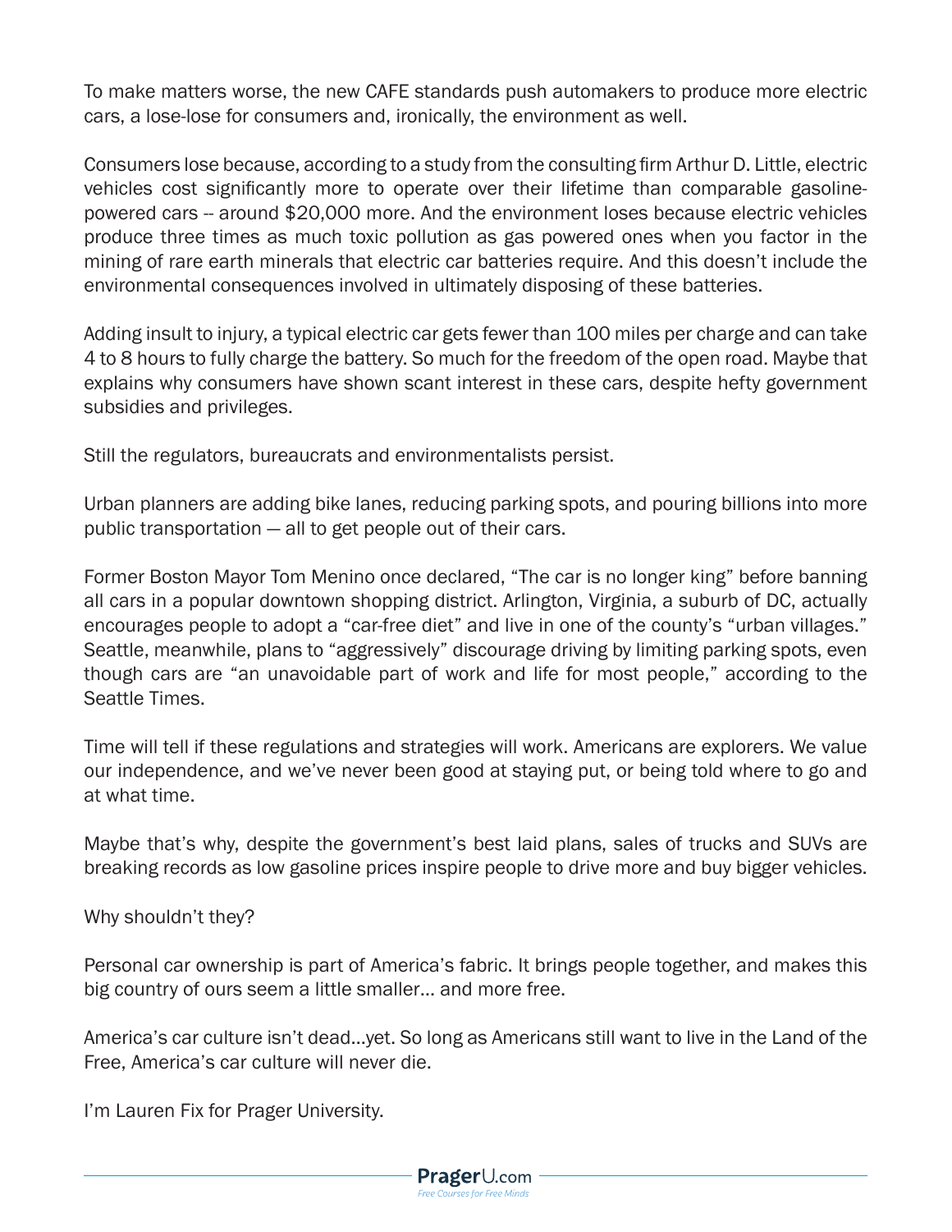To make matters worse, the new CAFE standards push automakers to produce more electric cars, a lose-lose for consumers and, ironically, the environment as well.

Consumers lose because, according to a study from the consulting firm Arthur D. Little, electric vehicles cost significantly more to operate over their lifetime than comparable gasoline-powered cars -- around $20,000 more. And the environment loses because electric vehicles produce three times as much toxic pollution as gas powered ones when you factor in the mining of rare earth minerals that electric car batteries require. And this doesn't include the environmental consequences involved in ultimately disposing of these batteries.

Adding insult to injury, a typical electric car gets fewer than 100 miles per charge and can take 4 to 8 hours to fully charge the battery. So much for the freedom of the open road. Maybe that explains why consumers have shown scant interest in these cars, despite hefty government subsidies and privileges.

Still the regulators, bureaucrats and environmentalists persist.

Urban planners are adding bike lanes, reducing parking spots, and pouring billions into more public transportation — all to get people out of their cars.

Former Boston Mayor Tom Menino once declared, "The car is no longer king" before banning all cars in a popular downtown shopping district. Arlington, Virginia, a suburb of DC, actually encourages people to adopt a "car-free diet" and live in one of the county's "urban villages." Seattle, meanwhile, plans to "aggressively" discourage driving by limiting parking spots, even though cars are "an unavoidable part of work and life for most people," according to the Seattle Times.

Time will tell if these regulations and strategies will work. Americans are explorers. We value our independence, and we've never been good at staying put, or being told where to go and at what time.

Maybe that's why, despite the government's best laid plans, sales of trucks and SUVs are breaking records as low gasoline prices inspire people to drive more and buy bigger vehicles.

Why shouldn't they?

Personal car ownership is part of America's fabric. It brings people together, and makes this big country of ours seem a little smaller... and more free.

America's car culture isn't dead...yet. So long as Americans still want to live in the Land of the Free, America's car culture will never die.

I'm Lauren Fix for Prager University.